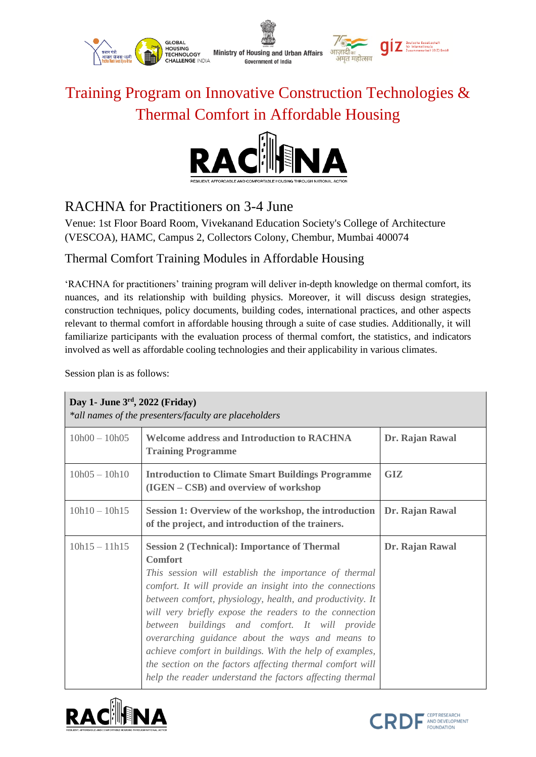# Training Program on Innovative Construction Technologies & Thermal Comfort in Affordable Housing

RACHNA

RESILIENT, AFFORDABLE AND COMFORTABLE HOUSING THROUGH NATIONAL ACTION

## RACHNA for Practitioners on 3-4 June

Venue: 1st Floor Board Room, Vivekanand Education Society's College of Architecture (VESCOA), HAMC, Campus 2, Collectors Colony, Chembur, Mumbai 400074

## Thermal Comfort Training Modules in Affordable Housing

'RACHNA for practitioners' training program will deliver in-depth knowledge on thermal comfort, its nuances, and its relationship with building physics. Moreover, it will discuss design strategies, construction techniques, policy documents, building codes, international practices, and other aspects relevant to thermal comfort in affordable housing through a suite of case studies. Additionally, it will familiarize participants with the evaluation process of thermal comfort, the statistics, and indicators involved as well as affordable cooling technologies and their applicability in various climates.

Session plan is as follows:

| **Day 1- June 3rd, 2022 (Friday)**<br>*\*all names of the presenters/faculty are placeholders* | | |
|---|---|---|
| 10h00 – 10h05 | **Welcome address and Introduction to RACHNA Training Programme** | **Dr. Rajan Rawal** |
| 10h05 – 10h10 | **Introduction to Climate Smart Buildings Programme (IGEN – CSB) and overview of workshop** | **GIZ** |
| 10h10 – 10h15 | **Session 1: Overview of the workshop, the introduction of the project, and introduction of the trainers.** | **Dr. Rajan Rawal** |
| 10h15 – 11h15 | **Session 2 (Technical): Importance of Thermal Comfort**<br>*This session will establish the importance of thermal comfort. It will provide an insight into the connections between comfort, physiology, health, and productivity. It will very briefly expose the readers to the connection between buildings and comfort. It will provide overarching guidance about the ways and means to achieve comfort in buildings. With the help of examples, the section on the factors affecting thermal comfort will help the reader understand the factors affecting thermal* | **Dr. Rajan Rawal** |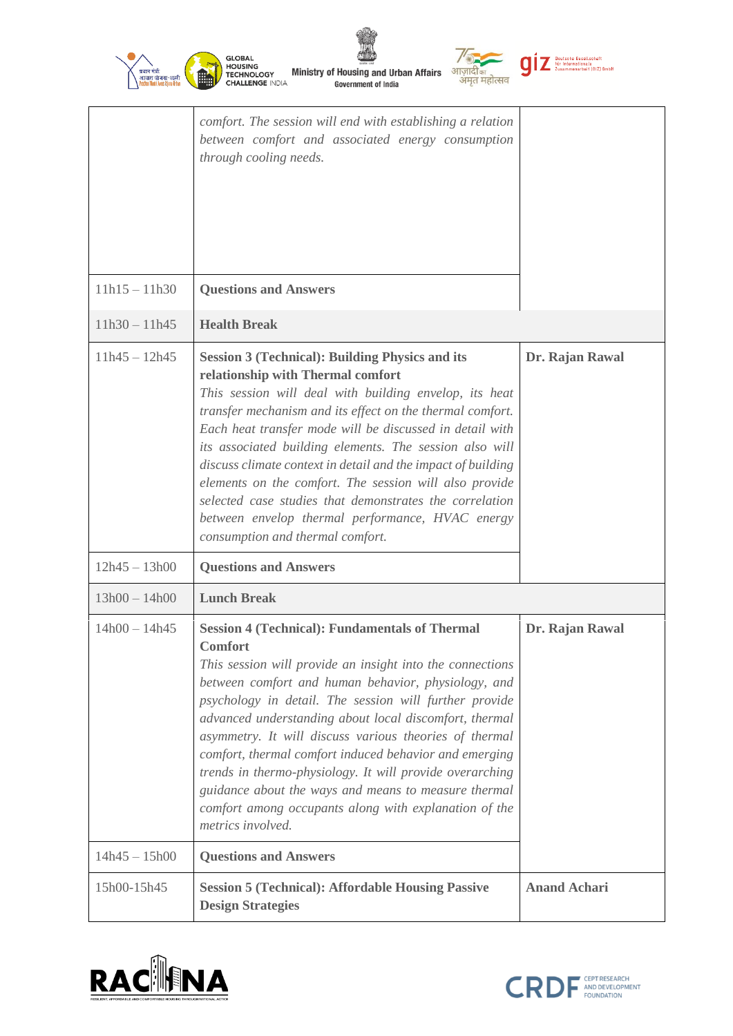| | | |
|---|---|---|
| | *comfort. The session will end with establishing a relation between comfort and associated energy consumption through cooling needs.* | |
| 11h15 – 11h30 | **Questions and Answers** | |
| 11h30 – 11h45 | **Health Break** | |
| 11h45 – 12h45 | **Session 3 (Technical): Building Physics and its relationship with Thermal comfort**<br>*This session will deal with building envelop, its heat transfer mechanism and its effect on the thermal comfort. Each heat transfer mode will be discussed in detail with its associated building elements. The session also will discuss climate context in detail and the impact of building elements on the comfort. The session will also provide selected case studies that demonstrates the correlation between envelop thermal performance, HVAC energy consumption and thermal comfort.* | **Dr. Rajan Rawal** |
| 12h45 – 13h00 | **Questions and Answers** | |
| 13h00 – 14h00 | **Lunch Break** | |
| 14h00 – 14h45 | **Session 4 (Technical): Fundamentals of Thermal Comfort**<br>*This session will provide an insight into the connections between comfort and human behavior, physiology, and psychology in detail. The session will further provide advanced understanding about local discomfort, thermal asymmetry. It will discuss various theories of thermal comfort, thermal comfort induced behavior and emerging trends in thermo-physiology. It will provide overarching guidance about the ways and means to measure thermal comfort among occupants along with explanation of the metrics involved.* | **Dr. Rajan Rawal** |
| 14h45 – 15h00 | **Questions and Answers** | |
| 15h00-15h45 | **Session 5 (Technical): Affordable Housing Passive Design Strategies** | **Anand Achari** |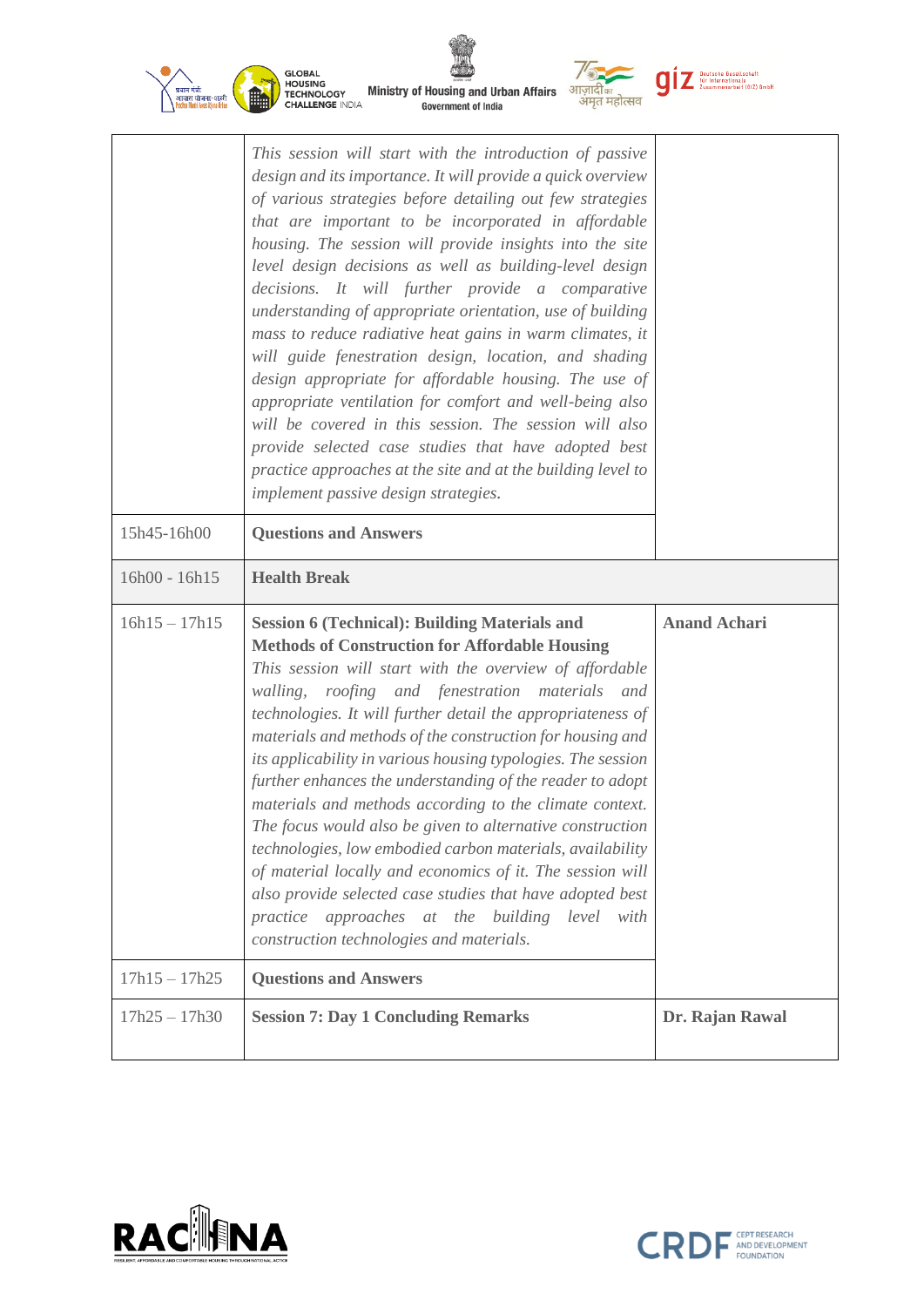| | | |
|---|---|---|
| | *This session will start with the introduction of passive design and its importance. It will provide a quick overview of various strategies before detailing out few strategies that are important to be incorporated in affordable housing. The session will provide insights into the site level design decisions as well as building-level design decisions. It will further provide a comparative understanding of appropriate orientation, use of building mass to reduce radiative heat gains in warm climates, it will guide fenestration design, location, and shading design appropriate for affordable housing. The use of appropriate ventilation for comfort and well-being also will be covered in this session. The session will also provide selected case studies that have adopted best practice approaches at the site and at the building level to implement passive design strategies.* | |
| 15h45-16h00 | **Questions and Answers** | |
| 16h00 - 16h15 | **Health Break** | |
| 16h15 – 17h15 | **Session 6 (Technical): Building Materials and Methods of Construction for Affordable Housing** *This session will start with the overview of affordable walling, roofing and fenestration materials and technologies. It will further detail the appropriateness of materials and methods of the construction for housing and its applicability in various housing typologies. The session further enhances the understanding of the reader to adopt materials and methods according to the climate context. The focus would also be given to alternative construction technologies, low embodied carbon materials, availability of material locally and economics of it. The session will also provide selected case studies that have adopted best practice approaches at the building level with construction technologies and materials.* | **Anand Achari** |
| 17h15 – 17h25 | **Questions and Answers** | |
| 17h25 – 17h30 | **Session 7: Day 1 Concluding Remarks** | **Dr. Rajan Rawal** |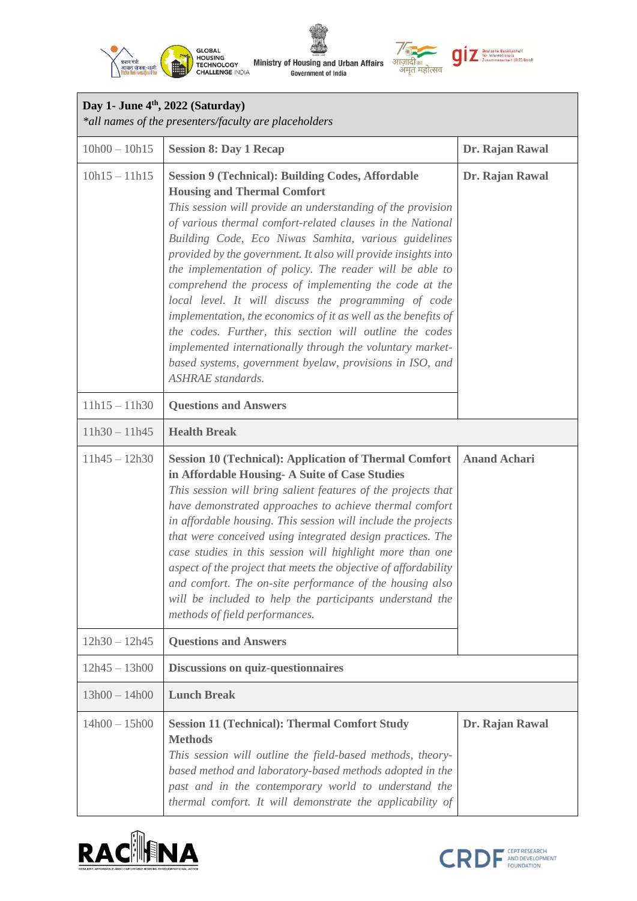| **Day 1- June 4th, 2022 (Saturday)** *\*all names of the presenters/faculty are placeholders* | | |
|---|---|---|
| 10h00 – 10h15 | **Session 8: Day 1 Recap** | **Dr. Rajan Rawal** |
| 10h15 – 11h15 | **Session 9 (Technical): Building Codes, Affordable Housing and Thermal Comfort** *This session will provide an understanding of the provision of various thermal comfort-related clauses in the National Building Code, Eco Niwas Samhita, various guidelines provided by the government. It also will provide insights into the implementation of policy. The reader will be able to comprehend the process of implementing the code at the local level. It will discuss the programming of code implementation, the economics of it as well as the benefits of the codes. Further, this section will outline the codes implemented internationally through the voluntary market-based systems, government byelaw, provisions in ISO, and ASHRAE standards.* | **Dr. Rajan Rawal** |
| 11h15 – 11h30 | **Questions and Answers** | |
| 11h30 – 11h45 | **Health Break** | |
| 11h45 – 12h30 | **Session 10 (Technical): Application of Thermal Comfort in Affordable Housing- A Suite of Case Studies** *This session will bring salient features of the projects that have demonstrated approaches to achieve thermal comfort in affordable housing. This session will include the projects that were conceived using integrated design practices. The case studies in this session will highlight more than one aspect of the project that meets the objective of affordability and comfort. The on-site performance of the housing also will be included to help the participants understand the methods of field performances.* | **Anand Achari** |
| 12h30 – 12h45 | **Questions and Answers** | |
| 12h45 – 13h00 | **Discussions on quiz-questionnaires** | |
| 13h00 – 14h00 | **Lunch Break** | |
| 14h00 – 15h00 | **Session 11 (Technical): Thermal Comfort Study Methods** *This session will outline the field-based methods, theory-based method and laboratory-based methods adopted in the past and in the contemporary world to understand the thermal comfort. It will demonstrate the applicability of* | **Dr. Rajan Rawal** |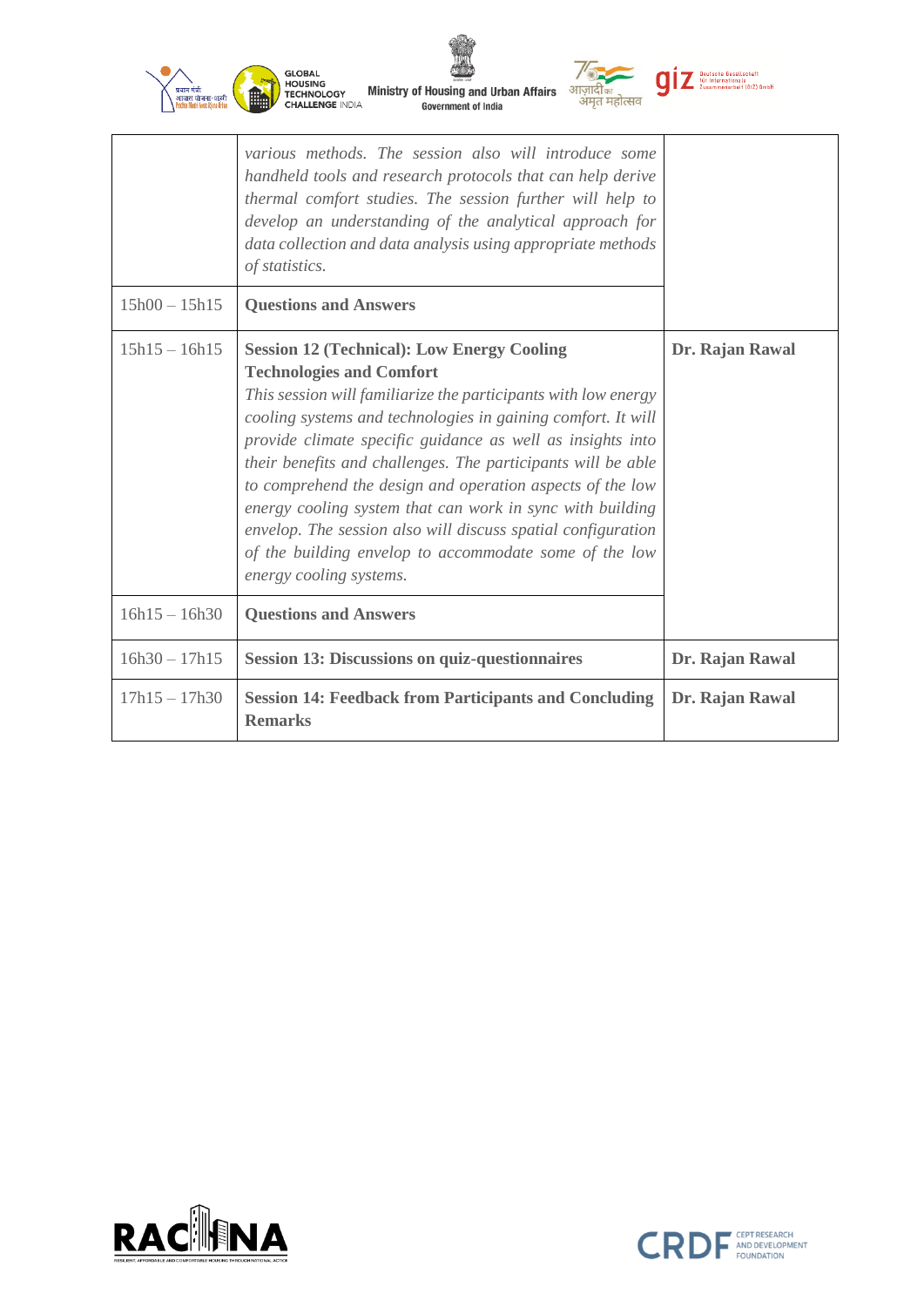| | | |
|---|---|---|
| | *various methods. The session also will introduce some handheld tools and research protocols that can help derive thermal comfort studies. The session further will help to develop an understanding of the analytical approach for data collection and data analysis using appropriate methods of statistics.* | |
| 15h00 – 15h15 | **Questions and Answers** | |
| 15h15 – 16h15 | **Session 12 (Technical): Low Energy Cooling Technologies and Comfort** *This session will familiarize the participants with low energy cooling systems and technologies in gaining comfort. It will provide climate specific guidance as well as insights into their benefits and challenges. The participants will be able to comprehend the design and operation aspects of the low energy cooling system that can work in sync with building envelop. The session also will discuss spatial configuration of the building envelop to accommodate some of the low energy cooling systems.* | **Dr. Rajan Rawal** |
| 16h15 – 16h30 | **Questions and Answers** | |
| 16h30 – 17h15 | **Session 13: Discussions on quiz-questionnaires** | **Dr. Rajan Rawal** |
| 17h15 – 17h30 | **Session 14: Feedback from Participants and Concluding Remarks** | **Dr. Rajan Rawal** |